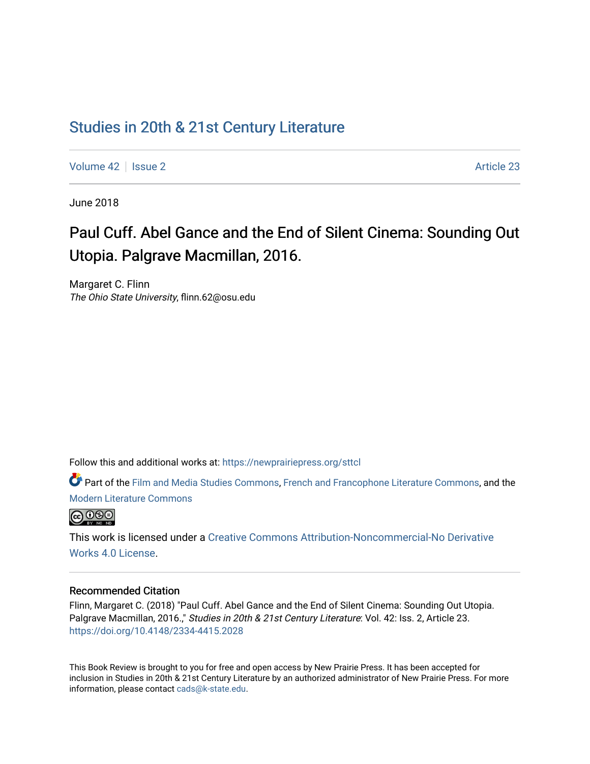# Studies in 20th & 21st Century Literature

Volume 42 | Issue 2 | Article 23

June 2018

## Paul Cuff. Abel Gance and the End of Silent Cinema: Sounding Out Utopia. Palgrave Macmillan, 2016.

Margaret C. Flinn
*The Ohio State University*, flinn.62@osu.edu

Follow this and additional works at: https://newprairiepress.org/sttcl

Part of the Film and Media Studies Commons, French and Francophone Literature Commons, and the Modern Literature Commons

This work is licensed under a Creative Commons Attribution-Noncommercial-No Derivative Works 4.0 License.

### Recommended Citation

Flinn, Margaret C. (2018) "Paul Cuff. Abel Gance and the End of Silent Cinema: Sounding Out Utopia. Palgrave Macmillan, 2016.," *Studies in 20th & 21st Century Literature*: Vol. 42: Iss. 2, Article 23. https://doi.org/10.4148/2334-4415.2028

This Book Review is brought to you for free and open access by New Prairie Press. It has been accepted for inclusion in Studies in 20th & 21st Century Literature by an authorized administrator of New Prairie Press. For more information, please contact cads@k-state.edu.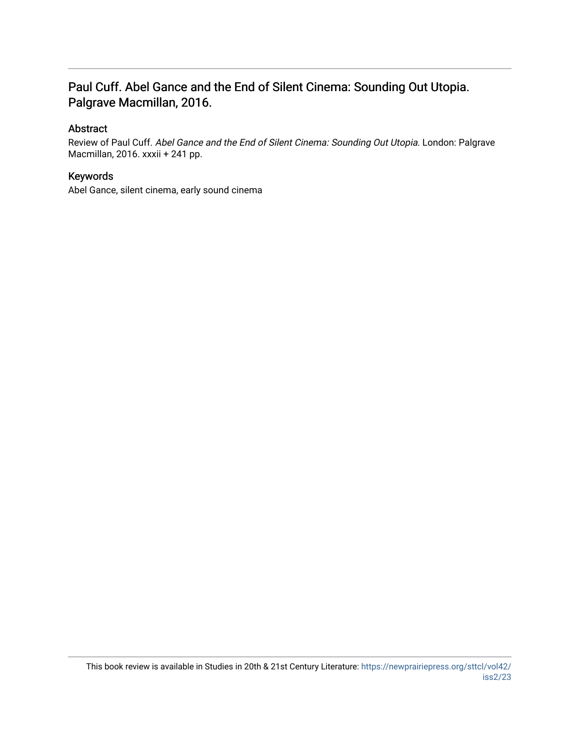## Paul Cuff. Abel Gance and the End of Silent Cinema: Sounding Out Utopia. Palgrave Macmillan, 2016.

### Abstract

Review of Paul Cuff. *Abel Gance and the End of Silent Cinema: Sounding Out Utopia.* London: Palgrave Macmillan, 2016. xxxii + 241 pp.

### Keywords

Abel Gance, silent cinema, early sound cinema

This book review is available in Studies in 20th & 21st Century Literature: https://newprairiepress.org/sttcl/vol42/iss2/23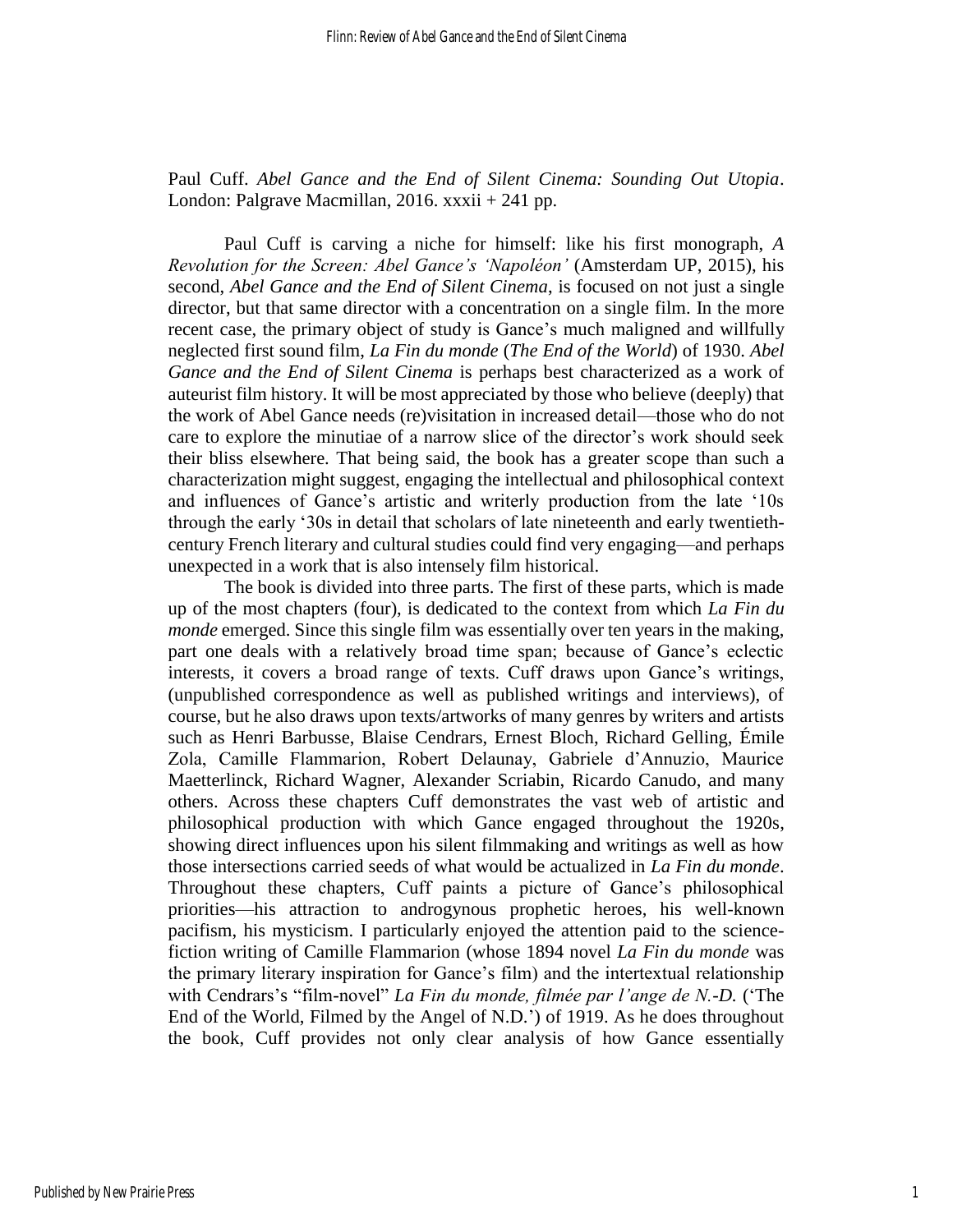Paul Cuff. *Abel Gance and the End of Silent Cinema: Sounding Out Utopia*. London: Palgrave Macmillan, 2016. xxxii + 241 pp.

Paul Cuff is carving a niche for himself: like his first monograph, *A Revolution for the Screen: Abel Gance's 'Napoléon'* (Amsterdam UP, 2015), his second, *Abel Gance and the End of Silent Cinema*, is focused on not just a single director, but that same director with a concentration on a single film. In the more recent case, the primary object of study is Gance's much maligned and willfully neglected first sound film, *La Fin du monde* (*The End of the World*) of 1930. *Abel Gance and the End of Silent Cinema* is perhaps best characterized as a work of auteurist film history. It will be most appreciated by those who believe (deeply) that the work of Abel Gance needs (re)visitation in increased detail—those who do not care to explore the minutiae of a narrow slice of the director's work should seek their bliss elsewhere. That being said, the book has a greater scope than such a characterization might suggest, engaging the intellectual and philosophical context and influences of Gance's artistic and writerly production from the late '10s through the early '30s in detail that scholars of late nineteenth and early twentieth-century French literary and cultural studies could find very engaging—and perhaps unexpected in a work that is also intensely film historical.

The book is divided into three parts. The first of these parts, which is made up of the most chapters (four), is dedicated to the context from which *La Fin du monde* emerged. Since this single film was essentially over ten years in the making, part one deals with a relatively broad time span; because of Gance's eclectic interests, it covers a broad range of texts. Cuff draws upon Gance's writings, (unpublished correspondence as well as published writings and interviews), of course, but he also draws upon texts/artworks of many genres by writers and artists such as Henri Barbusse, Blaise Cendrars, Ernest Bloch, Richard Gelling, Émile Zola, Camille Flammarion, Robert Delaunay, Gabriele d'Annuzio, Maurice Maetterlinck, Richard Wagner, Alexander Scriabin, Ricardo Canudo, and many others. Across these chapters Cuff demonstrates the vast web of artistic and philosophical production with which Gance engaged throughout the 1920s, showing direct influences upon his silent filmmaking and writings as well as how those intersections carried seeds of what would be actualized in *La Fin du monde*. Throughout these chapters, Cuff paints a picture of Gance's philosophical priorities—his attraction to androgynous prophetic heroes, his well-known pacifism, his mysticism. I particularly enjoyed the attention paid to the science-fiction writing of Camille Flammarion (whose 1894 novel *La Fin du monde* was the primary literary inspiration for Gance's film) and the intertextual relationship with Cendrars's "film-novel" *La Fin du monde, filmée par l'ange de N.-D.* ('The End of the World, Filmed by the Angel of N.D.') of 1919. As he does throughout the book, Cuff provides not only clear analysis of how Gance essentially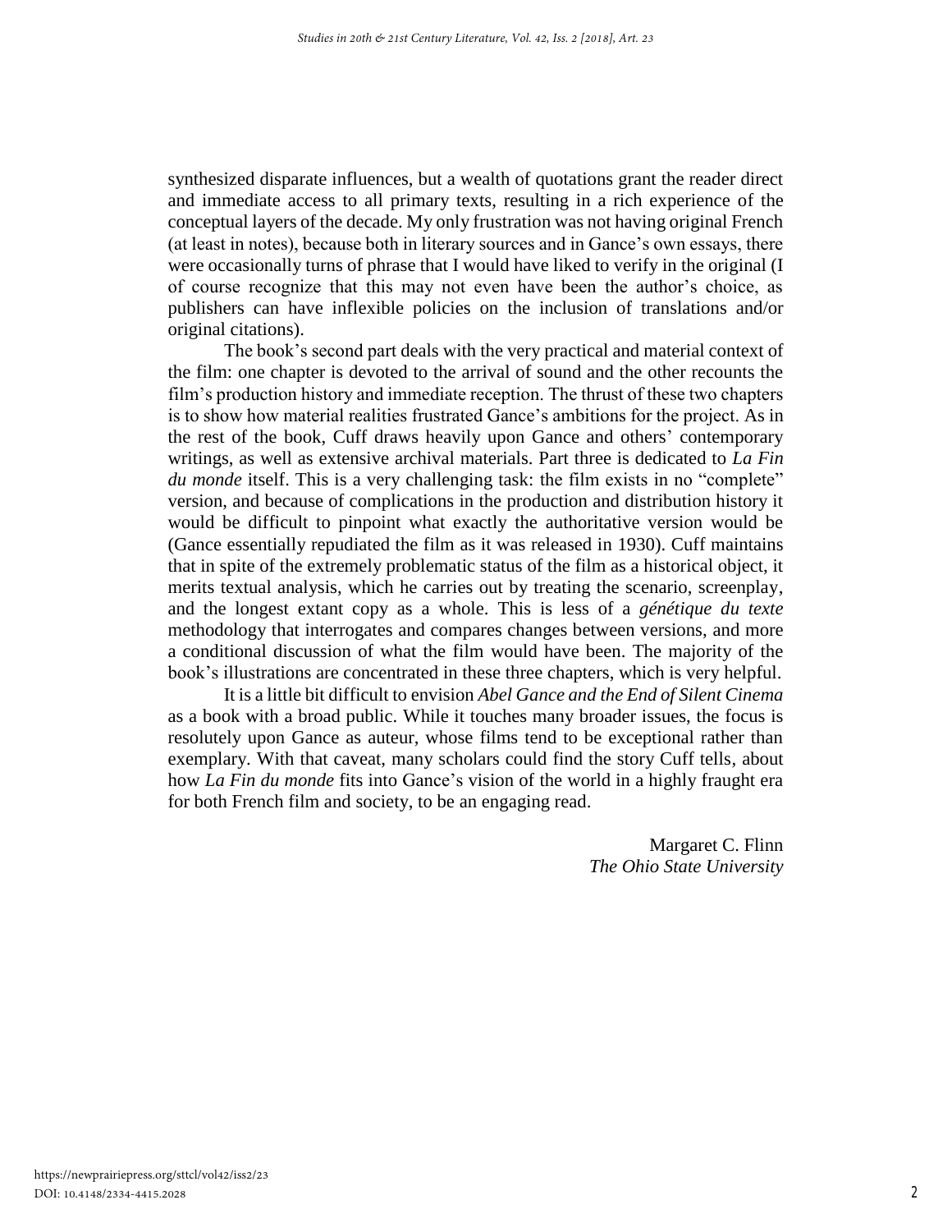synthesized disparate influences, but a wealth of quotations grant the reader direct and immediate access to all primary texts, resulting in a rich experience of the conceptual layers of the decade. My only frustration was not having original French (at least in notes), because both in literary sources and in Gance's own essays, there were occasionally turns of phrase that I would have liked to verify in the original (I of course recognize that this may not even have been the author's choice, as publishers can have inflexible policies on the inclusion of translations and/or original citations).

The book's second part deals with the very practical and material context of the film: one chapter is devoted to the arrival of sound and the other recounts the film's production history and immediate reception. The thrust of these two chapters is to show how material realities frustrated Gance's ambitions for the project. As in the rest of the book, Cuff draws heavily upon Gance and others' contemporary writings, as well as extensive archival materials. Part three is dedicated to *La Fin du monde* itself. This is a very challenging task: the film exists in no "complete" version, and because of complications in the production and distribution history it would be difficult to pinpoint what exactly the authoritative version would be (Gance essentially repudiated the film as it was released in 1930). Cuff maintains that in spite of the extremely problematic status of the film as a historical object, it merits textual analysis, which he carries out by treating the scenario, screenplay, and the longest extant copy as a whole. This is less of a *génétique du texte* methodology that interrogates and compares changes between versions, and more a conditional discussion of what the film would have been. The majority of the book's illustrations are concentrated in these three chapters, which is very helpful.

It is a little bit difficult to envision *Abel Gance and the End of Silent Cinema* as a book with a broad public. While it touches many broader issues, the focus is resolutely upon Gance as auteur, whose films tend to be exceptional rather than exemplary. With that caveat, many scholars could find the story Cuff tells, about how *La Fin du monde* fits into Gance's vision of the world in a highly fraught era for both French film and society, to be an engaging read.

Margaret C. Flinn
*The Ohio State University*